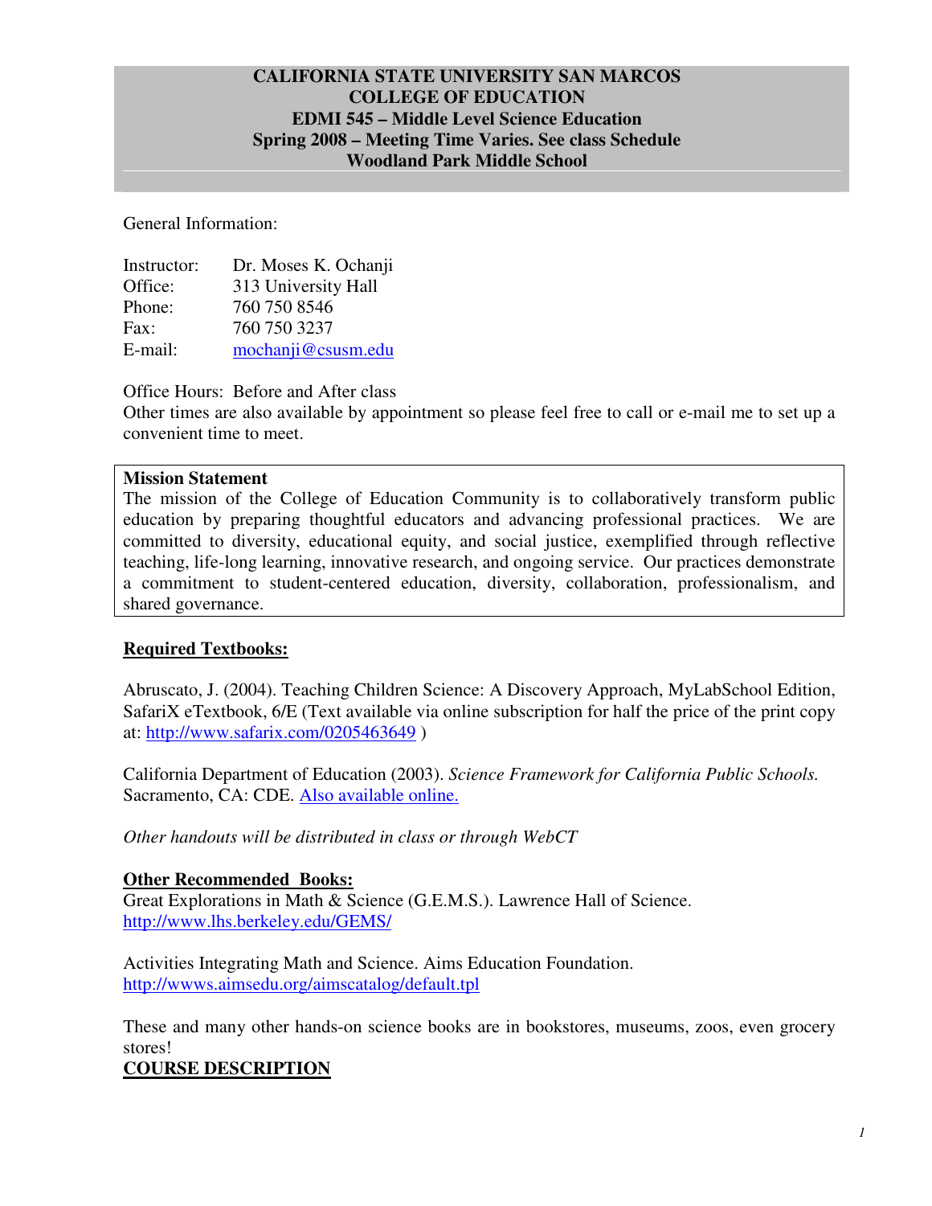**CALIFORNIA STATE UNIVERSITY SAN MARCOS**
**COLLEGE OF EDUCATION**
**EDMI 545 – Middle Level Science Education**
**Spring 2008 – Meeting Time Varies. See class Schedule**
**Woodland Park Middle School**

General Information:

Instructor: Dr. Moses K. Ochanji
Office: 313 University Hall
Phone: 760 750 8546
Fax: 760 750 3237
E-mail: mochanji@csusm.edu

Office Hours: Before and After class
Other times are also available by appointment so please feel free to call or e-mail me to set up a convenient time to meet.

**Mission Statement**
The mission of the College of Education Community is to collaboratively transform public education by preparing thoughtful educators and advancing professional practices. We are committed to diversity, educational equity, and social justice, exemplified through reflective teaching, life-long learning, innovative research, and ongoing service. Our practices demonstrate a commitment to student-centered education, diversity, collaboration, professionalism, and shared governance.

**Required Textbooks:**

Abruscato, J. (2004). Teaching Children Science: A Discovery Approach, MyLabSchool Edition, SafariX eTextbook, 6/E (Text available via online subscription for half the price of the print copy at: http://www.safarix.com/0205463649 )

California Department of Education (2003). *Science Framework for California Public Schools.* Sacramento, CA: CDE. Also available online.

*Other handouts will be distributed in class or through WebCT*

**Other Recommended Books:**
Great Explorations in Math & Science (G.E.M.S.). Lawrence Hall of Science.
http://www.lhs.berkeley.edu/GEMS/

Activities Integrating Math and Science. Aims Education Foundation.
http://wwws.aimsedu.org/aimscatalog/default.tpl

These and many other hands-on science books are in bookstores, museums, zoos, even grocery stores!

**COURSE DESCRIPTION**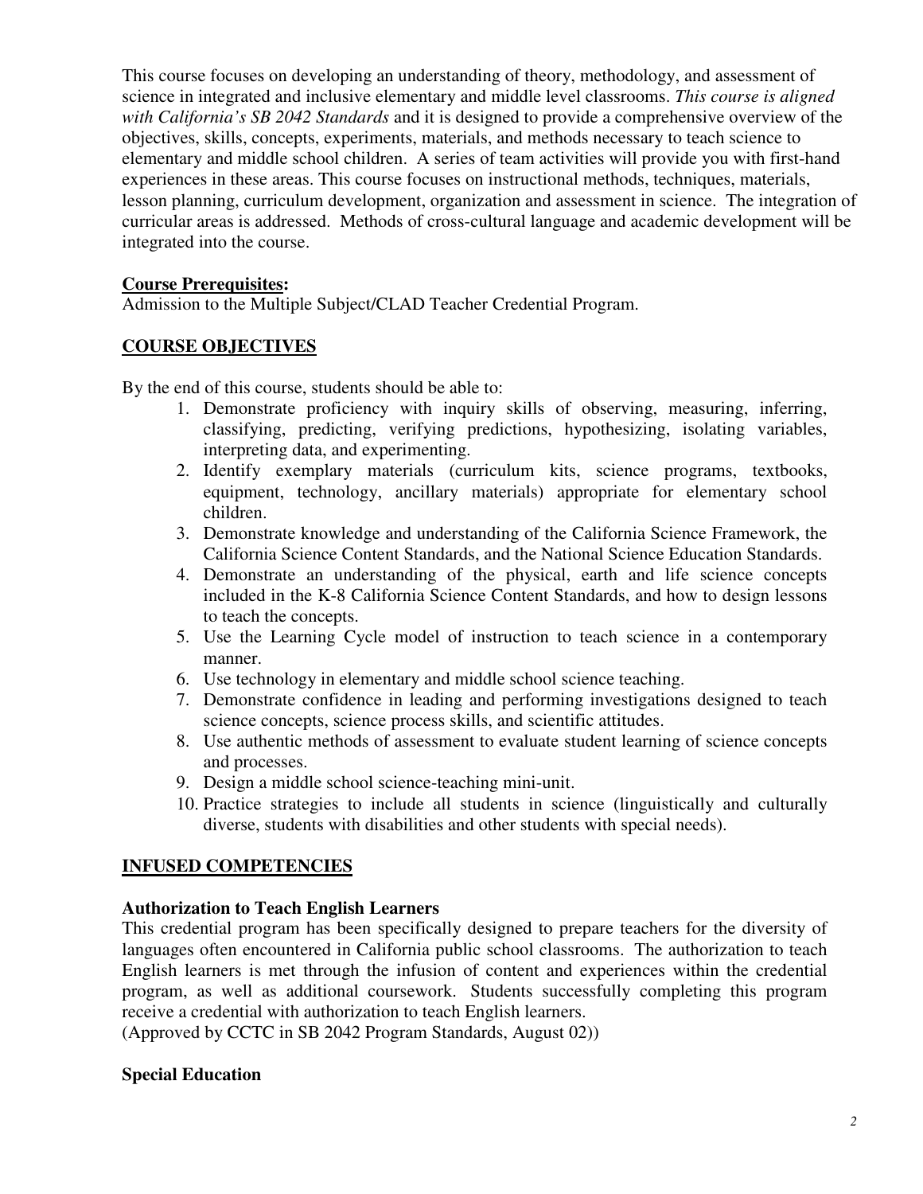This course focuses on developing an understanding of theory, methodology, and assessment of science in integrated and inclusive elementary and middle level classrooms. *This course is aligned with California's SB 2042 Standards* and it is designed to provide a comprehensive overview of the objectives, skills, concepts, experiments, materials, and methods necessary to teach science to elementary and middle school children. A series of team activities will provide you with first-hand experiences in these areas. This course focuses on instructional methods, techniques, materials, lesson planning, curriculum development, organization and assessment in science. The integration of curricular areas is addressed. Methods of cross-cultural language and academic development will be integrated into the course.

**Course Prerequisites:**

Admission to the Multiple Subject/CLAD Teacher Credential Program.

## COURSE OBJECTIVES

By the end of this course, students should be able to:

1. Demonstrate proficiency with inquiry skills of observing, measuring, inferring, classifying, predicting, verifying predictions, hypothesizing, isolating variables, interpreting data, and experimenting.
2. Identify exemplary materials (curriculum kits, science programs, textbooks, equipment, technology, ancillary materials) appropriate for elementary school children.
3. Demonstrate knowledge and understanding of the California Science Framework, the California Science Content Standards, and the National Science Education Standards.
4. Demonstrate an understanding of the physical, earth and life science concepts included in the K-8 California Science Content Standards, and how to design lessons to teach the concepts.
5. Use the Learning Cycle model of instruction to teach science in a contemporary manner.
6. Use technology in elementary and middle school science teaching.
7. Demonstrate confidence in leading and performing investigations designed to teach science concepts, science process skills, and scientific attitudes.
8. Use authentic methods of assessment to evaluate student learning of science concepts and processes.
9. Design a middle school science-teaching mini-unit.
10. Practice strategies to include all students in science (linguistically and culturally diverse, students with disabilities and other students with special needs).

## INFUSED COMPETENCIES

### Authorization to Teach English Learners

This credential program has been specifically designed to prepare teachers for the diversity of languages often encountered in California public school classrooms. The authorization to teach English learners is met through the infusion of content and experiences within the credential program, as well as additional coursework. Students successfully completing this program receive a credential with authorization to teach English learners.
(Approved by CCTC in SB 2042 Program Standards, August 02))

### Special Education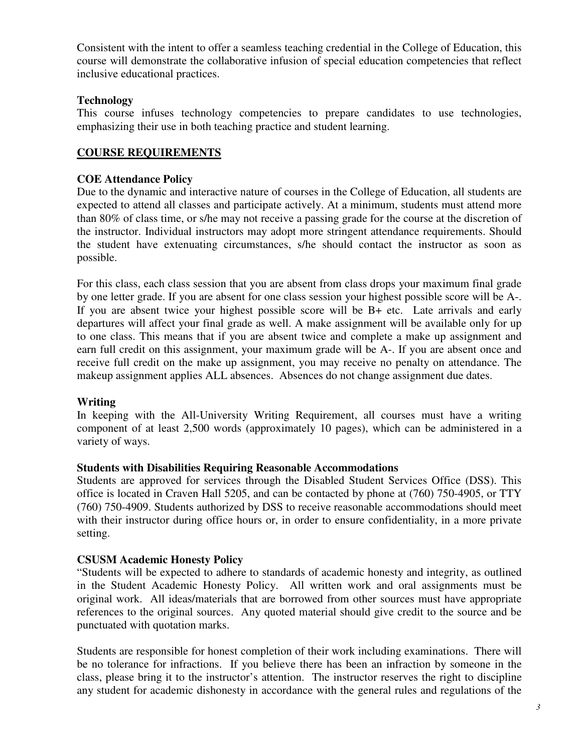Consistent with the intent to offer a seamless teaching credential in the College of Education, this course will demonstrate the collaborative infusion of special education competencies that reflect inclusive educational practices.

**Technology**

This course infuses technology competencies to prepare candidates to use technologies, emphasizing their use in both teaching practice and student learning.

## COURSE REQUIREMENTS

**COE Attendance Policy**

Due to the dynamic and interactive nature of courses in the College of Education, all students are expected to attend all classes and participate actively. At a minimum, students must attend more than 80% of class time, or s/he may not receive a passing grade for the course at the discretion of the instructor. Individual instructors may adopt more stringent attendance requirements. Should the student have extenuating circumstances, s/he should contact the instructor as soon as possible.

For this class, each class session that you are absent from class drops your maximum final grade by one letter grade. If you are absent for one class session your highest possible score will be A-. If you are absent twice your highest possible score will be B+ etc. Late arrivals and early departures will affect your final grade as well. A make assignment will be available only for up to one class. This means that if you are absent twice and complete a make up assignment and earn full credit on this assignment, your maximum grade will be A-. If you are absent once and receive full credit on the make up assignment, you may receive no penalty on attendance. The makeup assignment applies ALL absences. Absences do not change assignment due dates.

**Writing**

In keeping with the All-University Writing Requirement, all courses must have a writing component of at least 2,500 words (approximately 10 pages), which can be administered in a variety of ways.

**Students with Disabilities Requiring Reasonable Accommodations**

Students are approved for services through the Disabled Student Services Office (DSS). This office is located in Craven Hall 5205, and can be contacted by phone at (760) 750-4905, or TTY (760) 750-4909. Students authorized by DSS to receive reasonable accommodations should meet with their instructor during office hours or, in order to ensure confidentiality, in a more private setting.

**CSUSM Academic Honesty Policy**

"Students will be expected to adhere to standards of academic honesty and integrity, as outlined in the Student Academic Honesty Policy. All written work and oral assignments must be original work. All ideas/materials that are borrowed from other sources must have appropriate references to the original sources. Any quoted material should give credit to the source and be punctuated with quotation marks.

Students are responsible for honest completion of their work including examinations. There will be no tolerance for infractions. If you believe there has been an infraction by someone in the class, please bring it to the instructor's attention. The instructor reserves the right to discipline any student for academic dishonesty in accordance with the general rules and regulations of the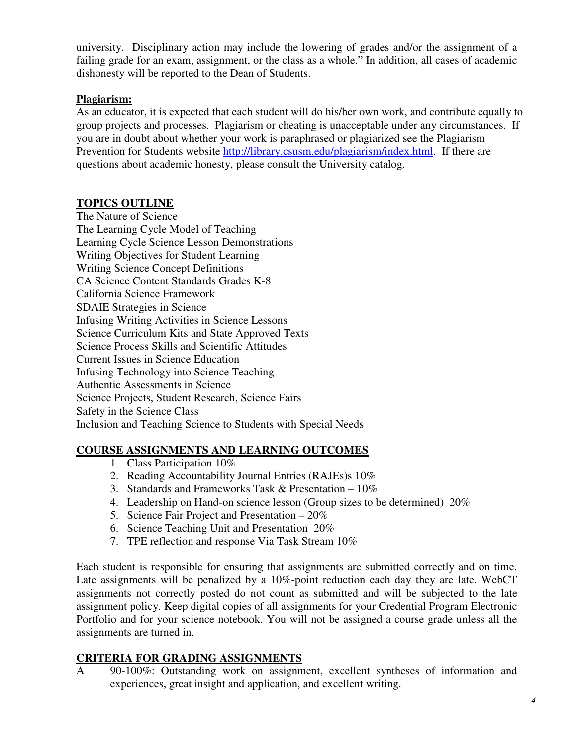university. Disciplinary action may include the lowering of grades and/or the assignment of a failing grade for an exam, assignment, or the class as a whole." In addition, all cases of academic dishonesty will be reported to the Dean of Students.

**Plagiarism:**

As an educator, it is expected that each student will do his/her own work, and contribute equally to group projects and processes. Plagiarism or cheating is unacceptable under any circumstances. If you are in doubt about whether your work is paraphrased or plagiarized see the Plagiarism Prevention for Students website http://library.csusm.edu/plagiarism/index.html. If there are questions about academic honesty, please consult the University catalog.

## TOPICS OUTLINE

The Nature of Science
The Learning Cycle Model of Teaching
Learning Cycle Science Lesson Demonstrations
Writing Objectives for Student Learning
Writing Science Concept Definitions
CA Science Content Standards Grades K-8
California Science Framework
SDAIE Strategies in Science
Infusing Writing Activities in Science Lessons
Science Curriculum Kits and State Approved Texts
Science Process Skills and Scientific Attitudes
Current Issues in Science Education
Infusing Technology into Science Teaching
Authentic Assessments in Science
Science Projects, Student Research, Science Fairs
Safety in the Science Class
Inclusion and Teaching Science to Students with Special Needs

## COURSE ASSIGNMENTS AND LEARNING OUTCOMES

1. Class Participation 10%
2. Reading Accountability Journal Entries (RAJEs)s 10%
3. Standards and Frameworks Task & Presentation – 10%
4. Leadership on Hand-on science lesson (Group sizes to be determined) 20%
5. Science Fair Project and Presentation – 20%
6. Science Teaching Unit and Presentation 20%
7. TPE reflection and response Via Task Stream 10%

Each student is responsible for ensuring that assignments are submitted correctly and on time. Late assignments will be penalized by a 10%-point reduction each day they are late. WebCT assignments not correctly posted do not count as submitted and will be subjected to the late assignment policy. Keep digital copies of all assignments for your Credential Program Electronic Portfolio and for your science notebook. You will not be assigned a course grade unless all the assignments are turned in.

## CRITERIA FOR GRADING ASSIGNMENTS

A 90-100%: Outstanding work on assignment, excellent syntheses of information and experiences, great insight and application, and excellent writing.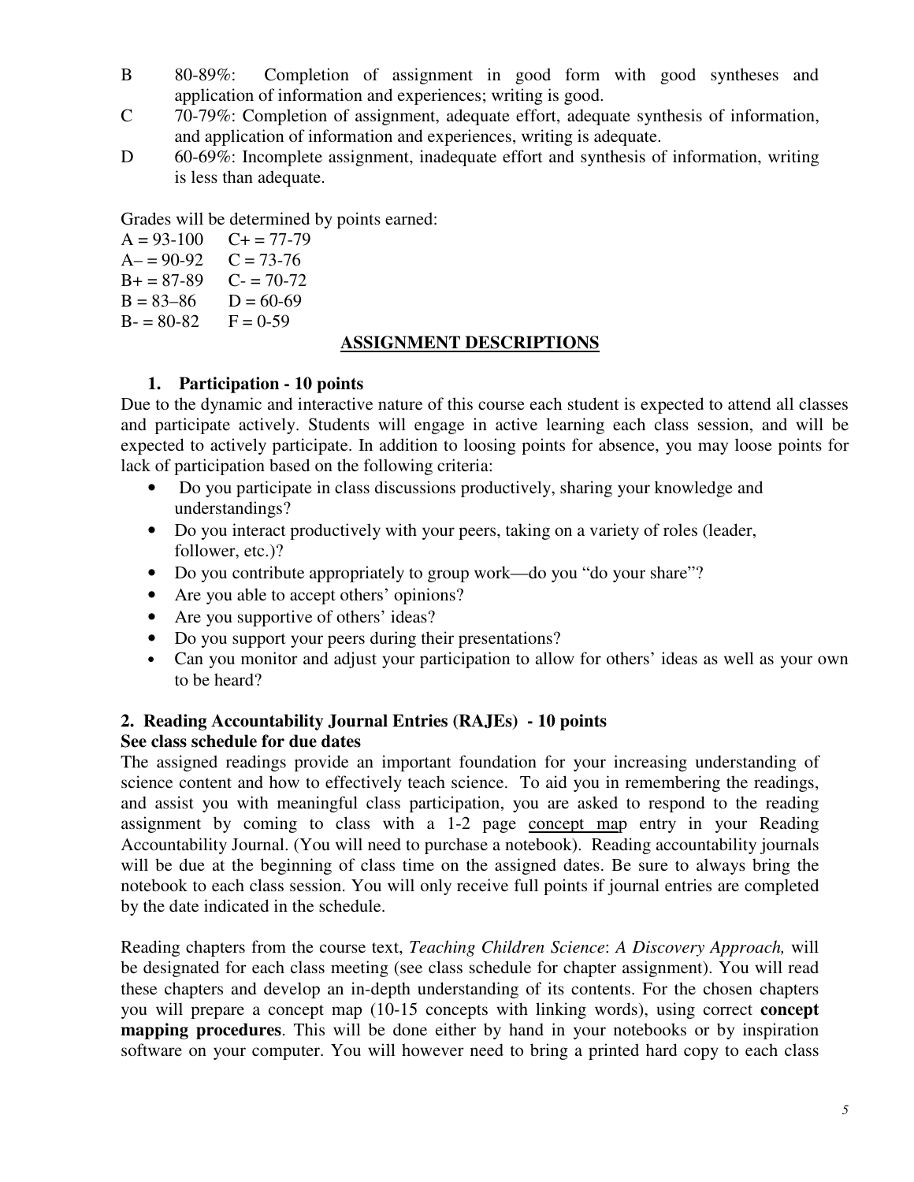B 80-89%: Completion of assignment in good form with good syntheses and application of information and experiences; writing is good.

C 70-79%: Completion of assignment, adequate effort, adequate synthesis of information, and application of information and experiences, writing is adequate.

D 60-69%: Incomplete assignment, inadequate effort and synthesis of information, writing is less than adequate.

Grades will be determined by points earned:

| | |
|---|---|
| A = 93-100 | C+ = 77-79 |
| A– = 90-92 | C = 73-76 |
| B+ = 87-89 | C- = 70-72 |
| B = 83–86 | D = 60-69 |
| B- = 80-82 | F = 0-59 |

## ASSIGNMENT DESCRIPTIONS

### 1. Participation - 10 points

Due to the dynamic and interactive nature of this course each student is expected to attend all classes and participate actively. Students will engage in active learning each class session, and will be expected to actively participate. In addition to loosing points for absence, you may loose points for lack of participation based on the following criteria:

- Do you participate in class discussions productively, sharing your knowledge and understandings?
- Do you interact productively with your peers, taking on a variety of roles (leader, follower, etc.)?
- Do you contribute appropriately to group work—do you "do your share"?
- Are you able to accept others' opinions?
- Are you supportive of others' ideas?
- Do you support your peers during their presentations?
- Can you monitor and adjust your participation to allow for others' ideas as well as your own to be heard?

### 2. Reading Accountability Journal Entries (RAJEs) - 10 points

**See class schedule for due dates**

The assigned readings provide an important foundation for your increasing understanding of science content and how to effectively teach science. To aid you in remembering the readings, and assist you with meaningful class participation, you are asked to respond to the reading assignment by coming to class with a 1-2 page concept map entry in your Reading Accountability Journal. (You will need to purchase a notebook). Reading accountability journals will be due at the beginning of class time on the assigned dates. Be sure to always bring the notebook to each class session. You will only receive full points if journal entries are completed by the date indicated in the schedule.

Reading chapters from the course text, *Teaching Children Science*: *A Discovery Approach,* will be designated for each class meeting (see class schedule for chapter assignment). You will read these chapters and develop an in-depth understanding of its contents. For the chosen chapters you will prepare a concept map (10-15 concepts with linking words), using correct **concept mapping procedures**. This will be done either by hand in your notebooks or by inspiration software on your computer. You will however need to bring a printed hard copy to each class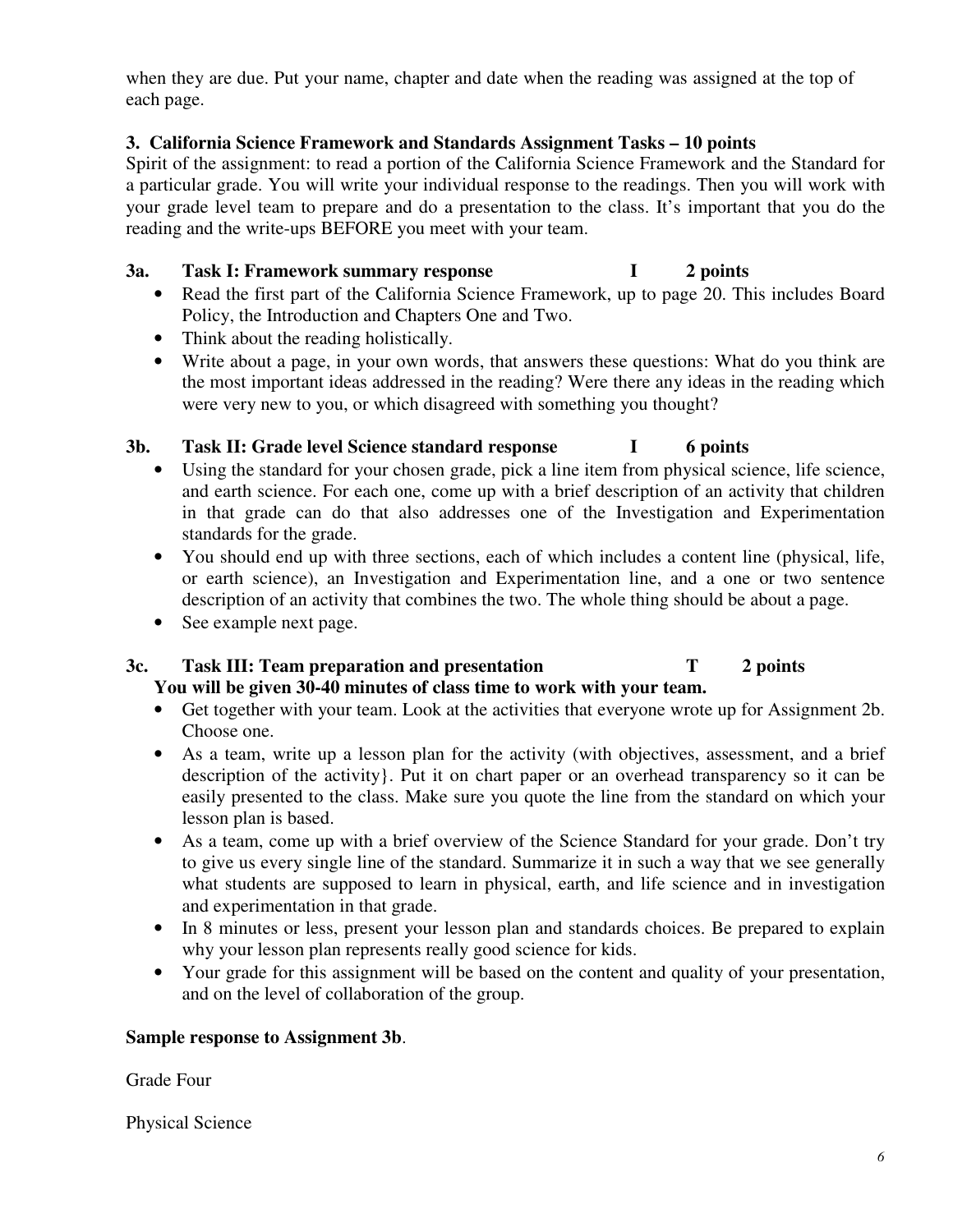when they are due. Put your name, chapter and date when the reading was assigned at the top of each page.

### 3. California Science Framework and Standards Assignment Tasks – 10 points

Spirit of the assignment: to read a portion of the California Science Framework and the Standard for a particular grade. You will write your individual response to the readings. Then you will work with your grade level team to prepare and do a presentation to the class. It's important that you do the reading and the write-ups BEFORE you meet with your team.

**3a. Task I: Framework summary response I 2 points**

- Read the first part of the California Science Framework, up to page 20. This includes Board Policy, the Introduction and Chapters One and Two.
- Think about the reading holistically.
- Write about a page, in your own words, that answers these questions: What do you think are the most important ideas addressed in the reading? Were there any ideas in the reading which were very new to you, or which disagreed with something you thought?

**3b. Task II: Grade level Science standard response I 6 points**

- Using the standard for your chosen grade, pick a line item from physical science, life science, and earth science. For each one, come up with a brief description of an activity that children in that grade can do that also addresses one of the Investigation and Experimentation standards for the grade.
- You should end up with three sections, each of which includes a content line (physical, life, or earth science), an Investigation and Experimentation line, and a one or two sentence description of an activity that combines the two. The whole thing should be about a page.
- See example next page.

**3c. Task III: Team preparation and presentation T 2 points**

**You will be given 30-40 minutes of class time to work with your team.**

- Get together with your team. Look at the activities that everyone wrote up for Assignment 2b. Choose one.
- As a team, write up a lesson plan for the activity (with objectives, assessment, and a brief description of the activity}. Put it on chart paper or an overhead transparency so it can be easily presented to the class. Make sure you quote the line from the standard on which your lesson plan is based.
- As a team, come up with a brief overview of the Science Standard for your grade. Don't try to give us every single line of the standard. Summarize it in such a way that we see generally what students are supposed to learn in physical, earth, and life science and in investigation and experimentation in that grade.
- In 8 minutes or less, present your lesson plan and standards choices. Be prepared to explain why your lesson plan represents really good science for kids.
- Your grade for this assignment will be based on the content and quality of your presentation, and on the level of collaboration of the group.

**Sample response to Assignment 3b**.

Grade Four

Physical Science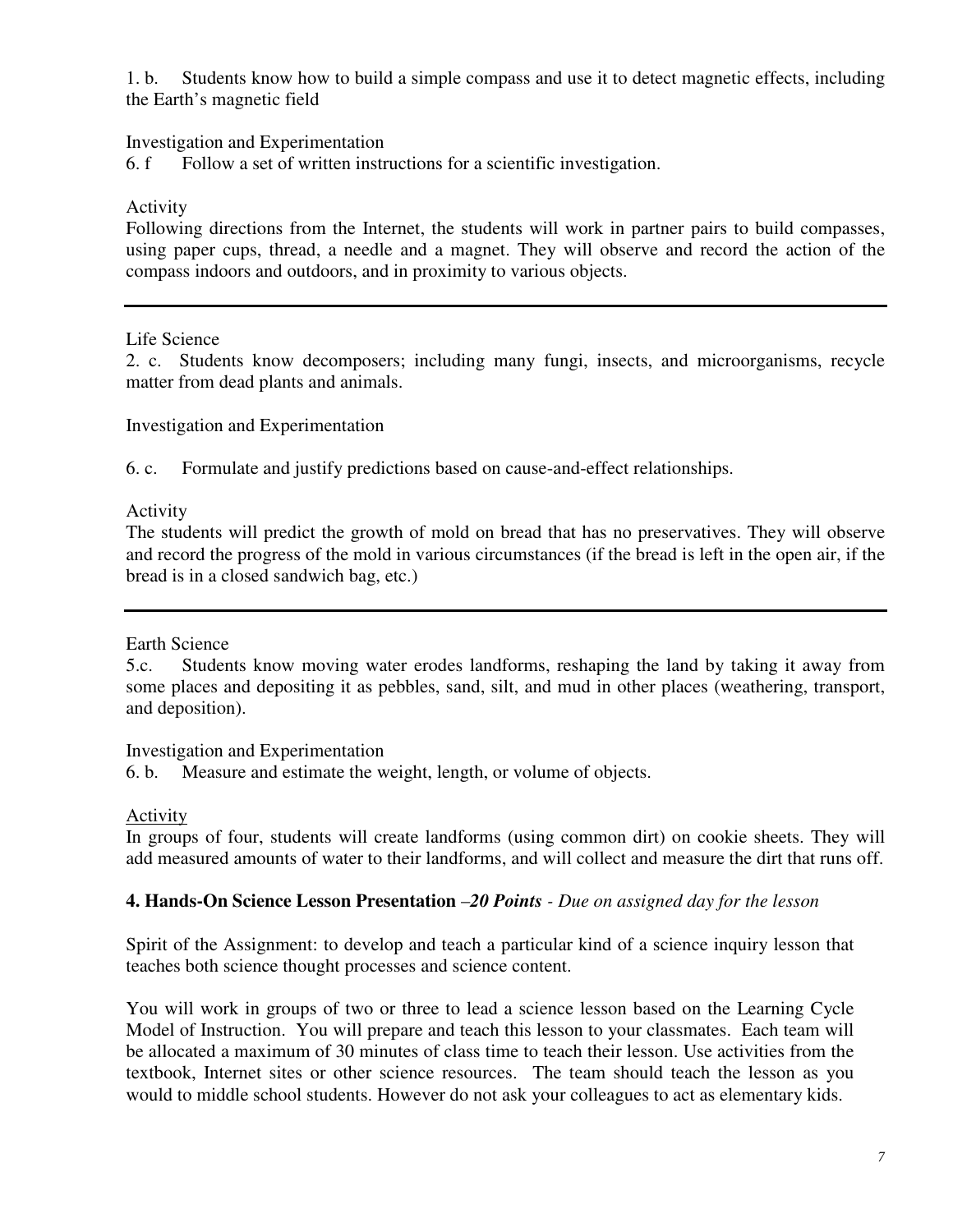1. b. Students know how to build a simple compass and use it to detect magnetic effects, including the Earth's magnetic field

Investigation and Experimentation

6. f Follow a set of written instructions for a scientific investigation.

Activity

Following directions from the Internet, the students will work in partner pairs to build compasses, using paper cups, thread, a needle and a magnet. They will observe and record the action of the compass indoors and outdoors, and in proximity to various objects.

---

Life Science

2. c. Students know decomposers; including many fungi, insects, and microorganisms, recycle matter from dead plants and animals.

Investigation and Experimentation

6. c. Formulate and justify predictions based on cause-and-effect relationships.

Activity

The students will predict the growth of mold on bread that has no preservatives. They will observe and record the progress of the mold in various circumstances (if the bread is left in the open air, if the bread is in a closed sandwich bag, etc.)

---

Earth Science

5.c. Students know moving water erodes landforms, reshaping the land by taking it away from some places and depositing it as pebbles, sand, silt, and mud in other places (weathering, transport, and deposition).

Investigation and Experimentation

6. b. Measure and estimate the weight, length, or volume of objects.

Activity

In groups of four, students will create landforms (using common dirt) on cookie sheets. They will add measured amounts of water to their landforms, and will collect and measure the dirt that runs off.

### 4. Hands-On Science Lesson Presentation –*20 Points* - *Due on assigned day for the lesson*

Spirit of the Assignment: to develop and teach a particular kind of a science inquiry lesson that teaches both science thought processes and science content.

You will work in groups of two or three to lead a science lesson based on the Learning Cycle Model of Instruction. You will prepare and teach this lesson to your classmates. Each team will be allocated a maximum of 30 minutes of class time to teach their lesson. Use activities from the textbook, Internet sites or other science resources. The team should teach the lesson as you would to middle school students. However do not ask your colleagues to act as elementary kids.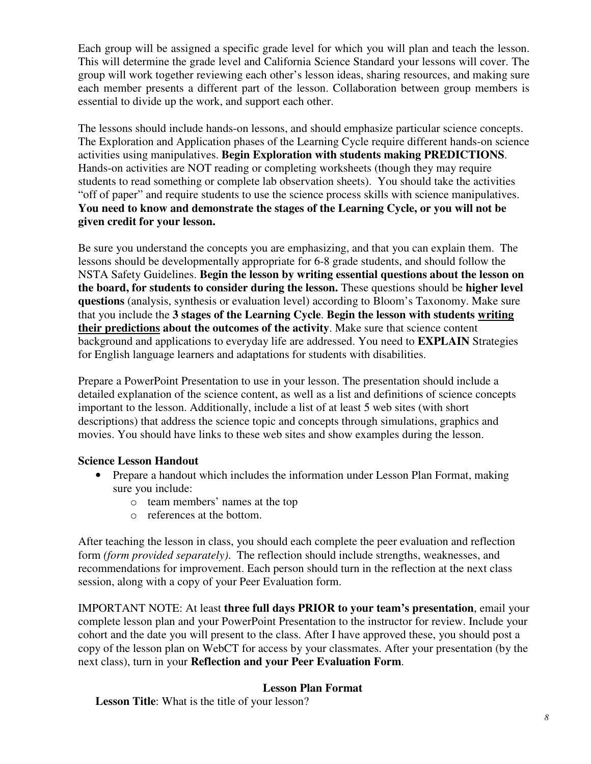Each group will be assigned a specific grade level for which you will plan and teach the lesson. This will determine the grade level and California Science Standard your lessons will cover. The group will work together reviewing each other's lesson ideas, sharing resources, and making sure each member presents a different part of the lesson. Collaboration between group members is essential to divide up the work, and support each other.

The lessons should include hands-on lessons, and should emphasize particular science concepts. The Exploration and Application phases of the Learning Cycle require different hands-on science activities using manipulatives. **Begin Exploration with students making PREDICTIONS**. Hands-on activities are NOT reading or completing worksheets (though they may require students to read something or complete lab observation sheets). You should take the activities "off of paper" and require students to use the science process skills with science manipulatives. **You need to know and demonstrate the stages of the Learning Cycle, or you will not be given credit for your lesson.**

Be sure you understand the concepts you are emphasizing, and that you can explain them. The lessons should be developmentally appropriate for 6-8 grade students, and should follow the NSTA Safety Guidelines. **Begin the lesson by writing essential questions about the lesson on the board, for students to consider during the lesson.** These questions should be **higher level questions** (analysis, synthesis or evaluation level) according to Bloom's Taxonomy. Make sure that you include the **3 stages of the Learning Cycle**. **Begin the lesson with students <u>writing their predictions</u> about the outcomes of the activity**. Make sure that science content background and applications to everyday life are addressed. You need to **EXPLAIN** Strategies for English language learners and adaptations for students with disabilities.

Prepare a PowerPoint Presentation to use in your lesson. The presentation should include a detailed explanation of the science content, as well as a list and definitions of science concepts important to the lesson. Additionally, include a list of at least 5 web sites (with short descriptions) that address the science topic and concepts through simulations, graphics and movies. You should have links to these web sites and show examples during the lesson.

**Science Lesson Handout**

- Prepare a handout which includes the information under Lesson Plan Format, making sure you include:
  - team members' names at the top
  - references at the bottom.

After teaching the lesson in class, you should each complete the peer evaluation and reflection form *(form provided separately)*. The reflection should include strengths, weaknesses, and recommendations for improvement. Each person should turn in the reflection at the next class session, along with a copy of your Peer Evaluation form.

IMPORTANT NOTE: At least **three full days PRIOR to your team's presentation**, email your complete lesson plan and your PowerPoint Presentation to the instructor for review. Include your cohort and the date you will present to the class. After I have approved these, you should post a copy of the lesson plan on WebCT for access by your classmates. After your presentation (by the next class), turn in your **Reflection and your Peer Evaluation Form**.

## Lesson Plan Format

**Lesson Title**: What is the title of your lesson?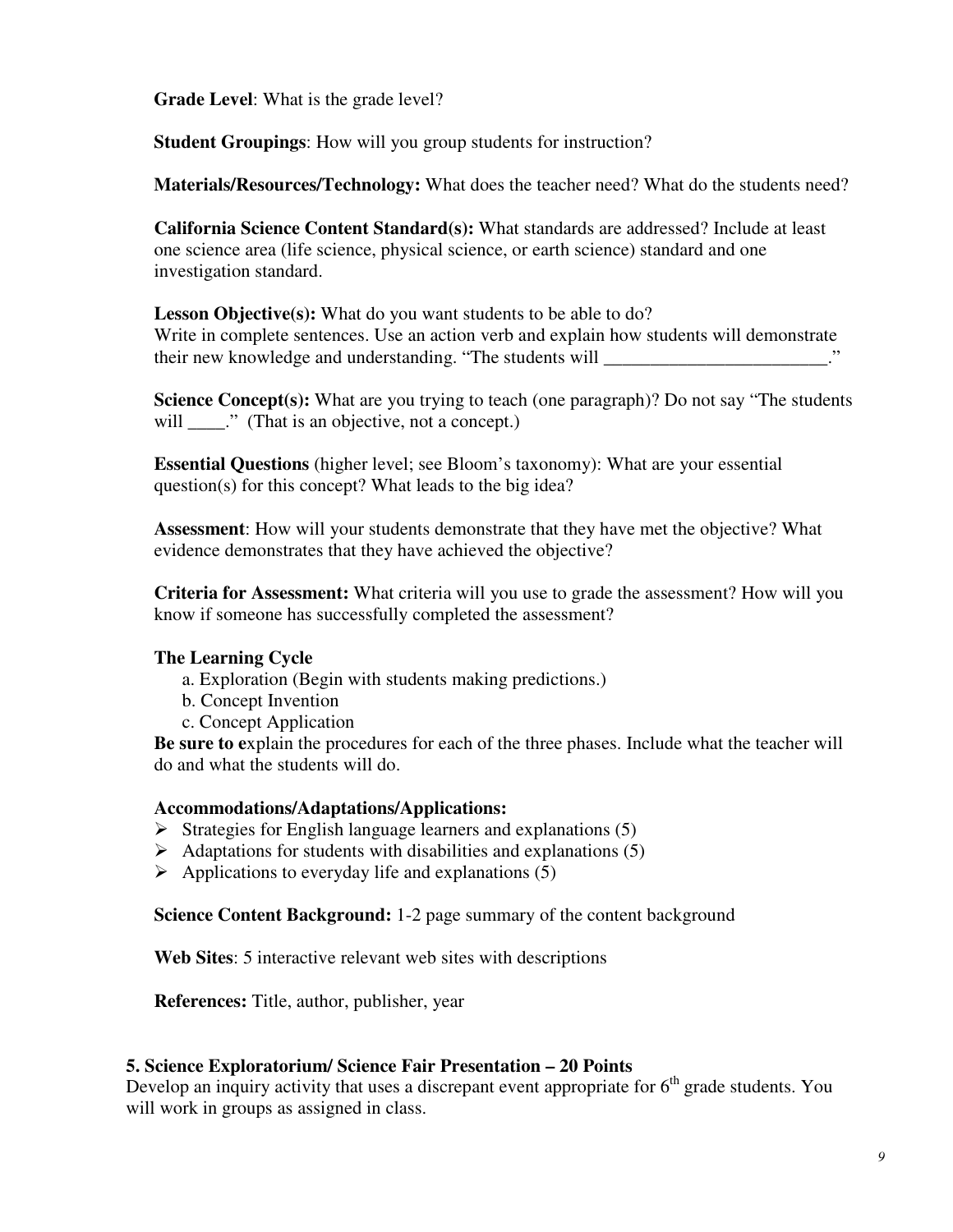**Grade Level**: What is the grade level?

**Student Groupings**: How will you group students for instruction?

**Materials/Resources/Technology:** What does the teacher need? What do the students need?

**California Science Content Standard(s):** What standards are addressed? Include at least one science area (life science, physical science, or earth science) standard and one investigation standard.

**Lesson Objective(s):** What do you want students to be able to do?
Write in complete sentences. Use an action verb and explain how students will demonstrate their new knowledge and understanding. "The students will ________________________."

**Science Concept(s):** What are you trying to teach (one paragraph)? Do not say "The students will ____." (That is an objective, not a concept.)

**Essential Questions** (higher level; see Bloom's taxonomy): What are your essential question(s) for this concept? What leads to the big idea?

**Assessment**: How will your students demonstrate that they have met the objective? What evidence demonstrates that they have achieved the objective?

**Criteria for Assessment:** What criteria will you use to grade the assessment? How will you know if someone has successfully completed the assessment?

**The Learning Cycle**

a. Exploration (Begin with students making predictions.)
b. Concept Invention
c. Concept Application

**Be sure to e**xplain the procedures for each of the three phases. Include what the teacher will do and what the students will do.

**Accommodations/Adaptations/Applications:**

- Strategies for English language learners and explanations (5)
- Adaptations for students with disabilities and explanations (5)
- Applications to everyday life and explanations (5)

**Science Content Background:** 1-2 page summary of the content background

**Web Sites**: 5 interactive relevant web sites with descriptions

**References:** Title, author, publisher, year

### 5. Science Exploratorium/ Science Fair Presentation – 20 Points

Develop an inquiry activity that uses a discrepant event appropriate for 6th grade students. You will work in groups as assigned in class.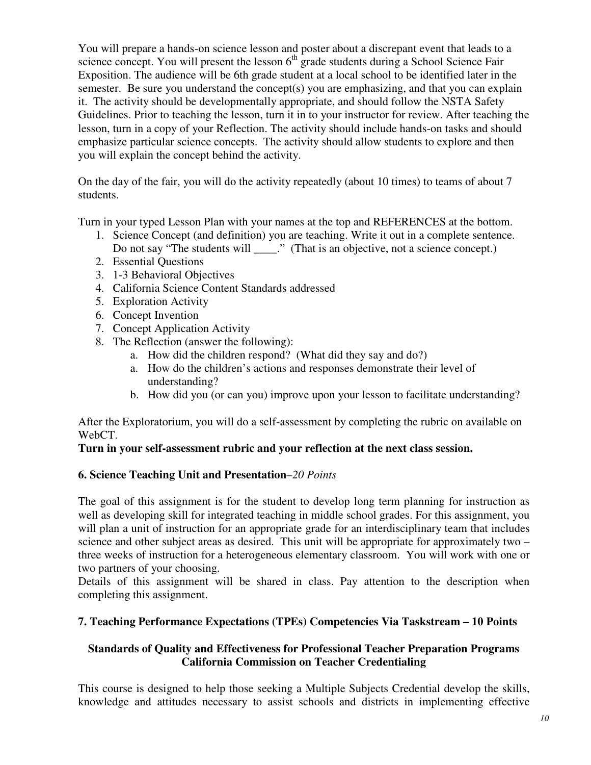You will prepare a hands-on science lesson and poster about a discrepant event that leads to a science concept. You will present the lesson 6th grade students during a School Science Fair Exposition. The audience will be 6th grade student at a local school to be identified later in the semester. Be sure you understand the concept(s) you are emphasizing, and that you can explain it. The activity should be developmentally appropriate, and should follow the NSTA Safety Guidelines. Prior to teaching the lesson, turn it in to your instructor for review. After teaching the lesson, turn in a copy of your Reflection. The activity should include hands-on tasks and should emphasize particular science concepts. The activity should allow students to explore and then you will explain the concept behind the activity.

On the day of the fair, you will do the activity repeatedly (about 10 times) to teams of about 7 students.

Turn in your typed Lesson Plan with your names at the top and REFERENCES at the bottom.

1. Science Concept (and definition) you are teaching. Write it out in a complete sentence. Do not say "The students will ____." (That is an objective, not a science concept.)
2. Essential Questions
3. 1-3 Behavioral Objectives
4. California Science Content Standards addressed
5. Exploration Activity
6. Concept Invention
7. Concept Application Activity
8. The Reflection (answer the following):
    a. How did the children respond? (What did they say and do?)
    a. How do the children's actions and responses demonstrate their level of understanding?
    b. How did you (or can you) improve upon your lesson to facilitate understanding?

After the Exploratorium, you will do a self-assessment by completing the rubric on available on WebCT.

**Turn in your self-assessment rubric and your reflection at the next class session.**

### 6. Science Teaching Unit and Presentation–*20 Points*

The goal of this assignment is for the student to develop long term planning for instruction as well as developing skill for integrated teaching in middle school grades. For this assignment, you will plan a unit of instruction for an appropriate grade for an interdisciplinary team that includes science and other subject areas as desired. This unit will be appropriate for approximately two – three weeks of instruction for a heterogeneous elementary classroom. You will work with one or two partners of your choosing.

Details of this assignment will be shared in class. Pay attention to the description when completing this assignment.

### 7. Teaching Performance Expectations (TPEs) Competencies Via Taskstream – 10 Points

## Standards of Quality and Effectiveness for Professional Teacher Preparation Programs California Commission on Teacher Credentialing

This course is designed to help those seeking a Multiple Subjects Credential develop the skills, knowledge and attitudes necessary to assist schools and districts in implementing effective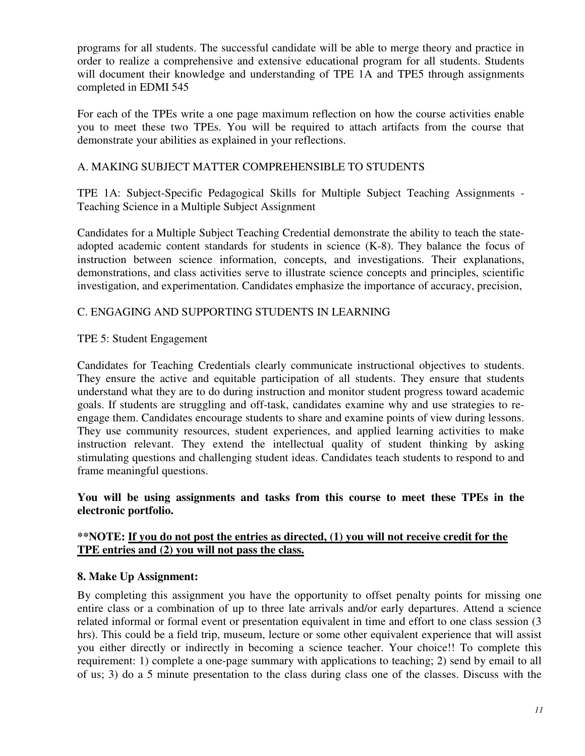programs for all students. The successful candidate will be able to merge theory and practice in order to realize a comprehensive and extensive educational program for all students. Students will document their knowledge and understanding of TPE 1A and TPE5 through assignments completed in EDMI 545

For each of the TPEs write a one page maximum reflection on how the course activities enable you to meet these two TPEs. You will be required to attach artifacts from the course that demonstrate your abilities as explained in your reflections.

A. MAKING SUBJECT MATTER COMPREHENSIBLE TO STUDENTS

TPE 1A: Subject-Specific Pedagogical Skills for Multiple Subject Teaching Assignments - Teaching Science in a Multiple Subject Assignment

Candidates for a Multiple Subject Teaching Credential demonstrate the ability to teach the state-adopted academic content standards for students in science (K-8). They balance the focus of instruction between science information, concepts, and investigations. Their explanations, demonstrations, and class activities serve to illustrate science concepts and principles, scientific investigation, and experimentation. Candidates emphasize the importance of accuracy, precision,

C. ENGAGING AND SUPPORTING STUDENTS IN LEARNING

TPE 5: Student Engagement

Candidates for Teaching Credentials clearly communicate instructional objectives to students. They ensure the active and equitable participation of all students. They ensure that students understand what they are to do during instruction and monitor student progress toward academic goals. If students are struggling and off-task, candidates examine why and use strategies to re-engage them. Candidates encourage students to share and examine points of view during lessons. They use community resources, student experiences, and applied learning activities to make instruction relevant. They extend the intellectual quality of student thinking by asking stimulating questions and challenging student ideas. Candidates teach students to respond to and frame meaningful questions.

**You will be using assignments and tasks from this course to meet these TPEs in the electronic portfolio.**

**\*\*NOTE: <u>If you do not post the entries as directed, (1) you will not receive credit for the TPE entries and (2) you will not pass the class.</u>**

### 8. Make Up Assignment:

By completing this assignment you have the opportunity to offset penalty points for missing one entire class or a combination of up to three late arrivals and/or early departures. Attend a science related informal or formal event or presentation equivalent in time and effort to one class session (3 hrs). This could be a field trip, museum, lecture or some other equivalent experience that will assist you either directly or indirectly in becoming a science teacher. Your choice!! To complete this requirement: 1) complete a one-page summary with applications to teaching; 2) send by email to all of us; 3) do a 5 minute presentation to the class during class one of the classes. Discuss with the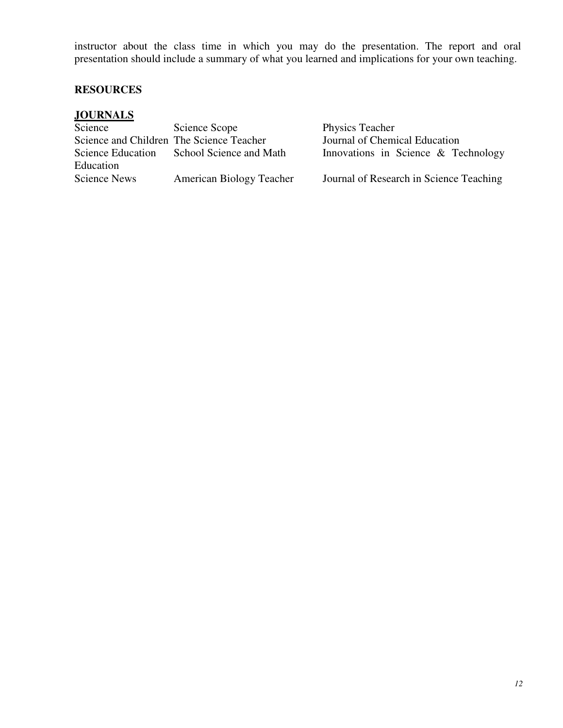instructor about the class time in which you may do the presentation. The report and oral presentation should include a summary of what you learned and implications for your own teaching.

**RESOURCES**

**JOURNALS**

| | | |
|---|---|---|
| Science | Science Scope | Physics Teacher |
| Science and Children | The Science Teacher | Journal of Chemical Education |
| Science Education | School Science and Math | Innovations in Science & Technology Education |
| Science News | American Biology Teacher | Journal of Research in Science Teaching |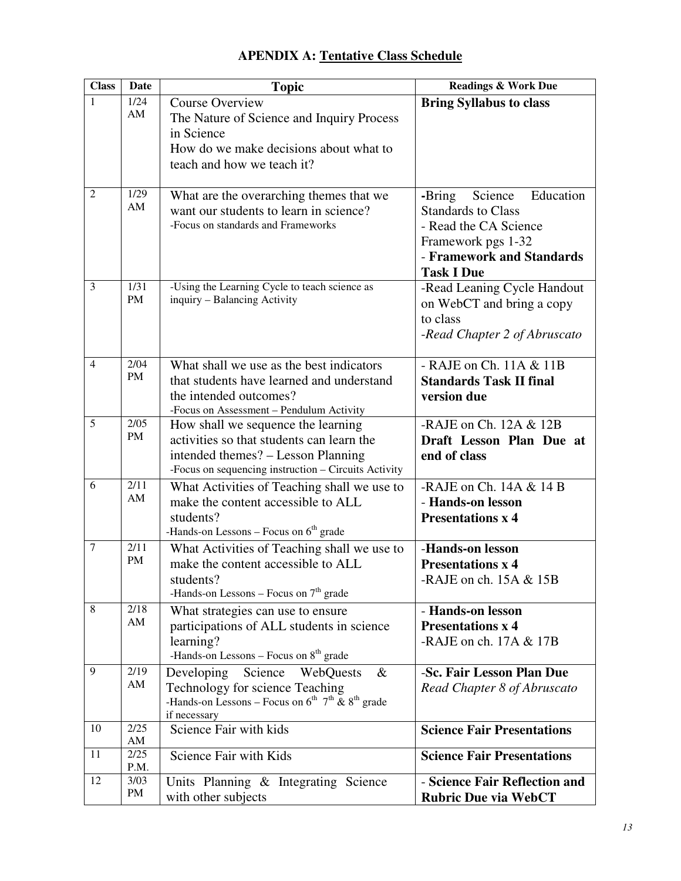## APENDIX A: Tentative Class Schedule

| Class | Date | Topic | Readings & Work Due |
|---|---|---|---|
| 1 | 1/24 AM | Course Overview<br>The Nature of Science and Inquiry Process in Science<br>How do we make decisions about what to teach and how we teach it? | **Bring Syllabus to class** |
| 2 | 1/29 AM | What are the overarching themes that we want our students to learn in science?<br>-Focus on standards and Frameworks | **-**Bring Science Education Standards to Class<br>- Read the CA Science Framework pgs 1-32<br>- **Framework and Standards Task I Due** |
| 3 | 1/31 PM | -Using the Learning Cycle to teach science as inquiry – Balancing Activity | -Read Leaning Cycle Handout on WebCT and bring a copy to class<br>-*Read Chapter 2 of Abruscato* |
| 4 | 2/04 PM | What shall we use as the best indicators that students have learned and understand the intended outcomes?<br>-Focus on Assessment – Pendulum Activity | - RAJE on Ch. 11A & 11B<br>**Standards Task II final version due** |
| 5 | 2/05 PM | How shall we sequence the learning activities so that students can learn the intended themes? – Lesson Planning<br>-Focus on sequencing instruction – Circuits Activity | -RAJE on Ch. 12A & 12B<br>**Draft Lesson Plan Due at end of class** |
| 6 | 2/11 AM | What Activities of Teaching shall we use to make the content accessible to ALL students?<br>-Hands-on Lessons – Focus on 6th grade | -RAJE on Ch. 14A & 14 B<br>- **Hands-on lesson Presentations x 4** |
| 7 | 2/11 PM | What Activities of Teaching shall we use to make the content accessible to ALL students?<br>-Hands-on Lessons – Focus on 7th grade | -**Hands-on lesson Presentations x 4**<br>-RAJE on ch. 15A & 15B |
| 8 | 2/18 AM | What strategies can use to ensure participations of ALL students in science learning?<br>-Hands-on Lessons – Focus on 8th grade | - **Hands-on lesson Presentations x 4**<br>-RAJE on ch. 17A & 17B |
| 9 | 2/19 AM | Developing Science WebQuests & Technology for science Teaching<br>-Hands-on Lessons – Focus on 6th 7th & 8th grade if necessary | -**Sc. Fair Lesson Plan Due**<br>*Read Chapter 8 of Abruscato* |
| 10 | 2/25 AM | Science Fair with kids | **Science Fair Presentations** |
| 11 | 2/25 P.M. | Science Fair with Kids | **Science Fair Presentations** |
| 12 | 3/03 PM | Units Planning & Integrating Science with other subjects | - **Science Fair Reflection and Rubric Due via WebCT** |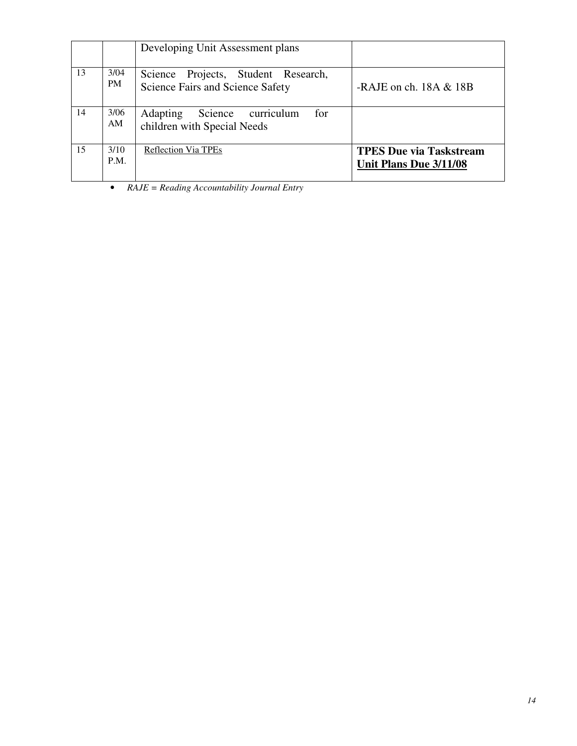| | | | |
|---|---|---|---|
| | | Developing Unit Assessment plans | |
| 13 | 3/04 PM | Science Projects, Student Research, Science Fairs and Science Safety | -RAJE on ch. 18A & 18B |
| 14 | 3/06 AM | Adapting Science curriculum for children with Special Needs | |
| 15 | 3/10 P.M. | Reflection Via TPEs | **TPES Due via Taskstream** **Unit Plans Due 3/11/08** |

- *RAJE = Reading Accountability Journal Entry*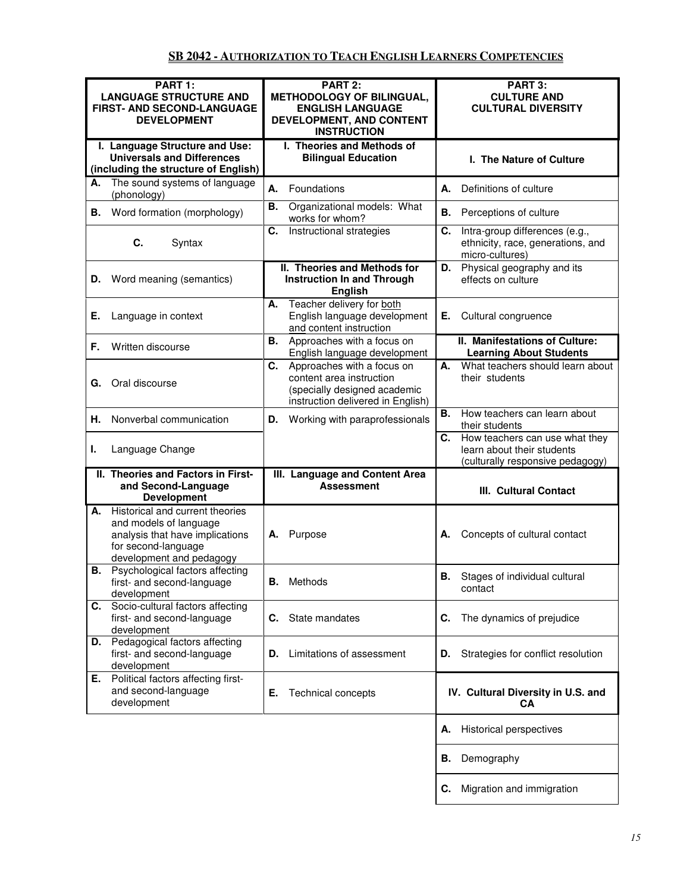## SB 2042 - Authorization to Teach English Learners Competencies

| PART 1: LANGUAGE STRUCTURE AND FIRST- AND SECOND-LANGUAGE DEVELOPMENT | PART 2: METHODOLOGY OF BILINGUAL, ENGLISH LANGUAGE DEVELOPMENT, AND CONTENT INSTRUCTION | PART 3: CULTURE AND CULTURAL DIVERSITY |
|---|---|---|
| **I. Language Structure and Use: Universals and Differences (including the structure of English)** | **I. Theories and Methods of Bilingual Education** | **I. The Nature of Culture** |
| **A.** The sound systems of language (phonology) | **A.** Foundations | **A.** Definitions of culture |
| **B.** Word formation (morphology) | **B.** Organizational models: What works for whom? | **B.** Perceptions of culture |
| **C.** Syntax | **C.** Instructional strategies | **C.** Intra-group differences (e.g., ethnicity, race, generations, and micro-cultures) |
| **D.** Word meaning (semantics) | **II. Theories and Methods for Instruction In and Through English** | **D.** Physical geography and its effects on culture |
| **E.** Language in context | **A.** Teacher delivery for both English language development and content instruction | **E.** Cultural congruence |
| **F.** Written discourse | **B.** Approaches with a focus on English language development | **II. Manifestations of Culture: Learning About Students** |
| **G.** Oral discourse | **C.** Approaches with a focus on content area instruction (specially designed academic instruction delivered in English) | **A.** What teachers should learn about their students |
| **H.** Nonverbal communication | **D.** Working with paraprofessionals | **B.** How teachers can learn about their students |
| **I.** Language Change | | **C.** How teachers can use what they learn about their students (culturally responsive pedagogy) |
| **II. Theories and Factors in First- and Second-Language Development** | **III. Language and Content Area Assessment** | **III. Cultural Contact** |
| **A.** Historical and current theories and models of language analysis that have implications for second-language development and pedagogy | **A.** Purpose | **A.** Concepts of cultural contact |
| **B.** Psychological factors affecting first- and second-language development | **B.** Methods | **B.** Stages of individual cultural contact |
| **C.** Socio-cultural factors affecting first- and second-language development | **C.** State mandates | **C.** The dynamics of prejudice |
| **D.** Pedagogical factors affecting first- and second-language development | **D.** Limitations of assessment | **D.** Strategies for conflict resolution |
| **E.** Political factors affecting first- and second-language development | **E.** Technical concepts | **IV. Cultural Diversity in U.S. and CA** |
| | | **A.** Historical perspectives |
| | | **B.** Demography |
| | | **C.** Migration and immigration |